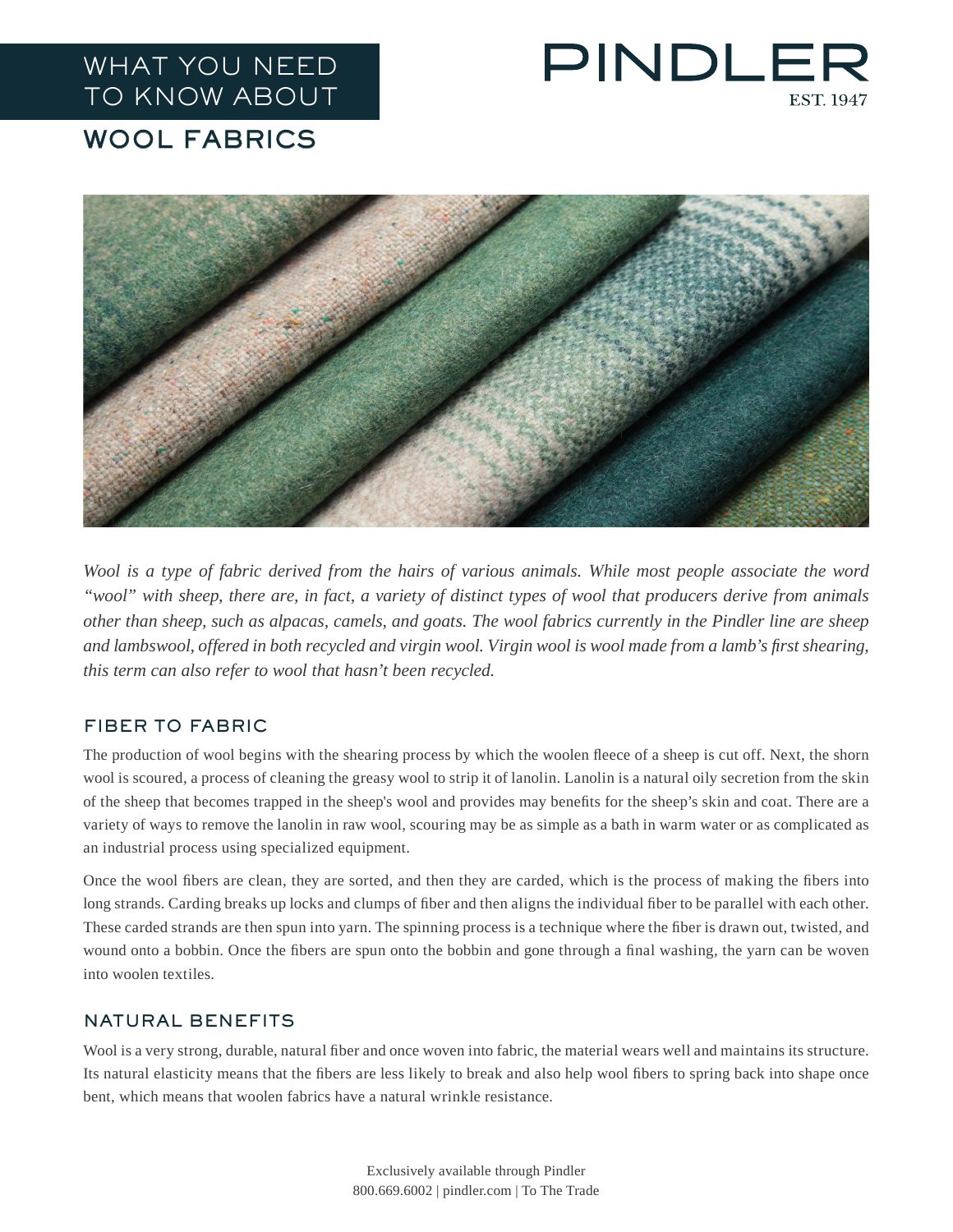# WHAT YOU NEED TO KNOW ABOUT

# WOOL FABRICS

PINDLER
EST. 1947

*Wool is a type of fabric derived from the hairs of various animals. While most people associate the word "wool" with sheep, there are, in fact, a variety of distinct types of wool that producers derive from animals other than sheep, such as alpacas, camels, and goats. The wool fabrics currently in the Pindler line are sheep and lambswool, offered in both recycled and virgin wool. Virgin wool is wool made from a lamb's first shearing, this term can also refer to wool that hasn't been recycled.*

## FIBER TO FABRIC

The production of wool begins with the shearing process by which the woolen fleece of a sheep is cut off. Next, the shorn wool is scoured, a process of cleaning the greasy wool to strip it of lanolin. Lanolin is a natural oily secretion from the skin of the sheep that becomes trapped in the sheep's wool and provides may benefits for the sheep's skin and coat. There are a variety of ways to remove the lanolin in raw wool, scouring may be as simple as a bath in warm water or as complicated as an industrial process using specialized equipment.

Once the wool fibers are clean, they are sorted, and then they are carded, which is the process of making the fibers into long strands. Carding breaks up locks and clumps of fiber and then aligns the individual fiber to be parallel with each other. These carded strands are then spun into yarn. The spinning process is a technique where the fiber is drawn out, twisted, and wound onto a bobbin. Once the fibers are spun onto the bobbin and gone through a final washing, the yarn can be woven into woolen textiles.

## NATURAL BENEFITS

Wool is a very strong, durable, natural fiber and once woven into fabric, the material wears well and maintains its structure. Its natural elasticity means that the fibers are less likely to break and also help wool fibers to spring back into shape once bent, which means that woolen fabrics have a natural wrinkle resistance.

Exclusively available through Pindler
800.669.6002 | pindler.com | To The Trade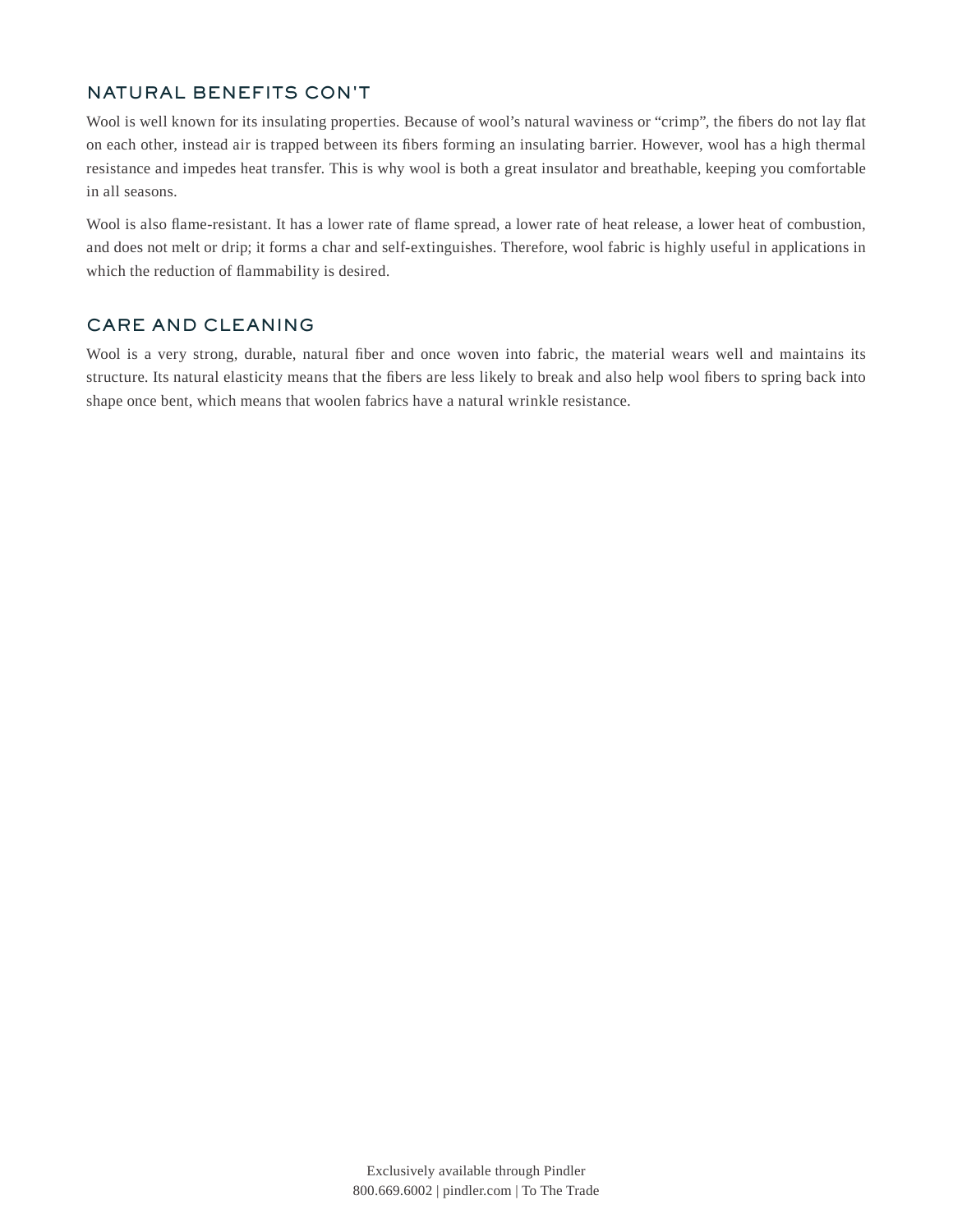## NATURAL BENEFITS CON'T

Wool is well known for its insulating properties. Because of wool's natural waviness or "crimp", the fibers do not lay flat on each other, instead air is trapped between its fibers forming an insulating barrier. However, wool has a high thermal resistance and impedes heat transfer. This is why wool is both a great insulator and breathable, keeping you comfortable in all seasons.

Wool is also flame-resistant. It has a lower rate of flame spread, a lower rate of heat release, a lower heat of combustion, and does not melt or drip; it forms a char and self-extinguishes. Therefore, wool fabric is highly useful in applications in which the reduction of flammability is desired.

## CARE AND CLEANING

Wool is a very strong, durable, natural fiber and once woven into fabric, the material wears well and maintains its structure. Its natural elasticity means that the fibers are less likely to break and also help wool fibers to spring back into shape once bent, which means that woolen fabrics have a natural wrinkle resistance.

Exclusively available through Pindler
800.669.6002 | pindler.com | To The Trade